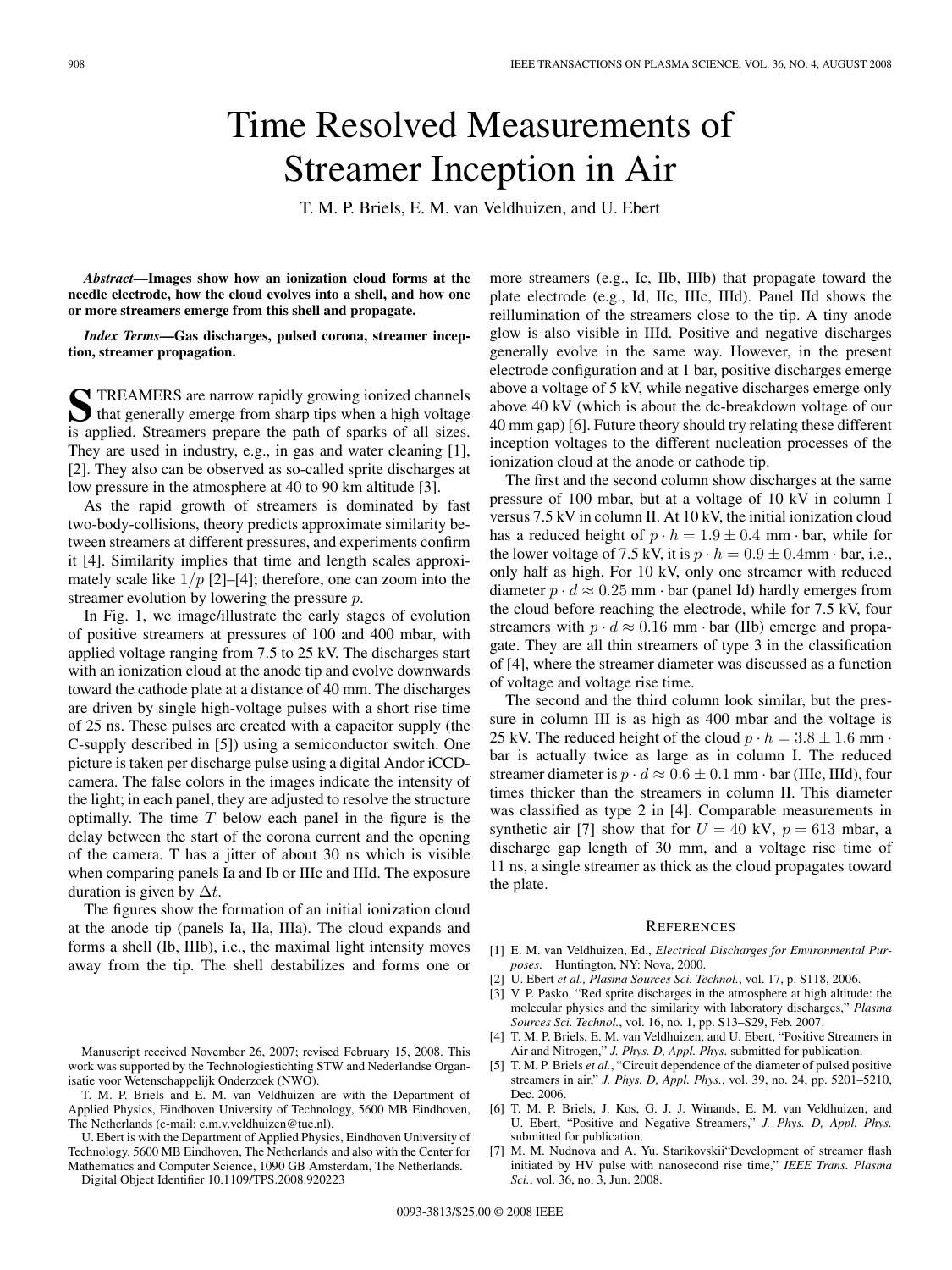# Time Resolved Measurements of Streamer Inception in Air

T. M. P. Briels, E. M. van Veldhuizen, and U. Ebert

***Abstract*—Images show how an ionization cloud forms at the needle electrode, how the cloud evolves into a shell, and how one or more streamers emerge from this shell and propagate.**

***Index Terms*—Gas discharges, pulsed corona, streamer inception, streamer propagation.**

STREAMERS are narrow rapidly growing ionized channels that generally emerge from sharp tips when a high voltage is applied. Streamers prepare the path of sparks of all sizes. They are used in industry, e.g., in gas and water cleaning [1], [2]. They also can be observed as so-called sprite discharges at low pressure in the atmosphere at 40 to 90 km altitude [3].

As the rapid growth of streamers is dominated by fast two-body-collisions, theory predicts approximate similarity between streamers at different pressures, and experiments confirm it [4]. Similarity implies that time and length scales approximately scale like $1/p$ [2]–[4]; therefore, one can zoom into the streamer evolution by lowering the pressure $p$.

In Fig. 1, we image/illustrate the early stages of evolution of positive streamers at pressures of 100 and 400 mbar, with applied voltage ranging from 7.5 to 25 kV. The discharges start with an ionization cloud at the anode tip and evolve downwards toward the cathode plate at a distance of 40 mm. The discharges are driven by single high-voltage pulses with a short rise time of 25 ns. These pulses are created with a capacitor supply (the C-supply described in [5]) using a semiconductor switch. One picture is taken per discharge pulse using a digital Andor iCCD-camera. The false colors in the images indicate the intensity of the light; in each panel, they are adjusted to resolve the structure optimally. The time $T$ below each panel in the figure is the delay between the start of the corona current and the opening of the camera. T has a jitter of about 30 ns which is visible when comparing panels Ia and Ib or IIIc and IIId. The exposure duration is given by $\Delta t$.

The figures show the formation of an initial ionization cloud at the anode tip (panels Ia, IIa, IIIa). The cloud expands and forms a shell (Ib, IIIb), i.e., the maximal light intensity moves away from the tip. The shell destabilizes and forms one or more streamers (e.g., Ic, IIb, IIIb) that propagate toward the plate electrode (e.g., Id, IIc, IIIc, IIId). Panel IId shows the reillumination of the streamers close to the tip. A tiny anode glow is also visible in IIId. Positive and negative discharges generally evolve in the same way. However, in the present electrode configuration and at 1 bar, positive discharges emerge above a voltage of 5 kV, while negative discharges emerge only above 40 kV (which is about the dc-breakdown voltage of our 40 mm gap) [6]. Future theory should try relating these different inception voltages to the different nucleation processes of the ionization cloud at the anode or cathode tip.

The first and the second column show discharges at the same pressure of 100 mbar, but at a voltage of 10 kV in column I versus 7.5 kV in column II. At 10 kV, the initial ionization cloud has a reduced height of $p \cdot h = 1.9 \pm 0.4$ mm $\cdot$ bar, while for the lower voltage of 7.5 kV, it is $p \cdot h = 0.9 \pm 0.4$mm $\cdot$ bar, i.e., only half as high. For 10 kV, only one streamer with reduced diameter $p \cdot d \approx 0.25$ mm $\cdot$ bar (panel Id) hardly emerges from the cloud before reaching the electrode, while for 7.5 kV, four streamers with $p \cdot d \approx 0.16$ mm $\cdot$ bar (IIb) emerge and propagate. They are all thin streamers of type 3 in the classification of [4], where the streamer diameter was discussed as a function of voltage and voltage rise time.

The second and the third column look similar, but the pressure in column III is as high as 400 mbar and the voltage is 25 kV. The reduced height of the cloud $p \cdot h = 3.8 \pm 1.6$ mm $\cdot$ bar is actually twice as large as in column I. The reduced streamer diameter is $p \cdot d \approx 0.6 \pm 0.1$ mm $\cdot$ bar (IIIc, IIId), four times thicker than the streamers in column II. This diameter was classified as type 2 in [4]. Comparable measurements in synthetic air [7] show that for $U = 40$ kV, $p = 613$ mbar, a discharge gap length of 30 mm, and a voltage rise time of 11 ns, a single streamer as thick as the cloud propagates toward the plate.

Manuscript received November 26, 2007; revised February 15, 2008. This work was supported by the Technologiestichting STW and Nederlandse Organisatie voor Wetenschappelijk Onderzoek (NWO).

T. M. P. Briels and E. M. van Veldhuizen are with the Department of Applied Physics, Eindhoven University of Technology, 5600 MB Eindhoven, The Netherlands (e-mail: e.m.v.veldhuizen@tue.nl).

U. Ebert is with the Department of Applied Physics, Eindhoven University of Technology, 5600 MB Eindhoven, The Netherlands and also with the Center for Mathematics and Computer Science, 1090 GB Amsterdam, The Netherlands.

Digital Object Identifier 10.1109/TPS.2008.920223

## References

[1] E. M. van Veldhuizen, Ed., *Electrical Discharges for Environmental Purposes*. Huntington, NY: Nova, 2000.

[2] U. Ebert *et al., Plasma Sources Sci. Technol.*, vol. 17, p. S118, 2006.

[3] V. P. Pasko, "Red sprite discharges in the atmosphere at high altitude: the molecular physics and the similarity with laboratory discharges," *Plasma Sources Sci. Technol.*, vol. 16, no. 1, pp. S13–S29, Feb. 2007.

[4] T. M. P. Briels, E. M. van Veldhuizen, and U. Ebert, "Positive Streamers in Air and Nitrogen," *J. Phys. D, Appl. Phys.* submitted for publication.

[5] T. M. P. Briels *et al.*, "Circuit dependence of the diameter of pulsed positive streamers in air," *J. Phys. D, Appl. Phys.*, vol. 39, no. 24, pp. 5201–5210, Dec. 2006.

[6] T. M. P. Briels, J. Kos, G. J. J. Winands, E. M. van Veldhuizen, and U. Ebert, "Positive and Negative Streamers," *J. Phys. D, Appl. Phys.* submitted for publication.

[7] M. M. Nudnova and A. Yu. Starikovskii"Development of streamer flash initiated by HV pulse with nanosecond rise time," *IEEE Trans. Plasma Sci.*, vol. 36, no. 3, Jun. 2008.

0093-3813/$25.00 © 2008 IEEE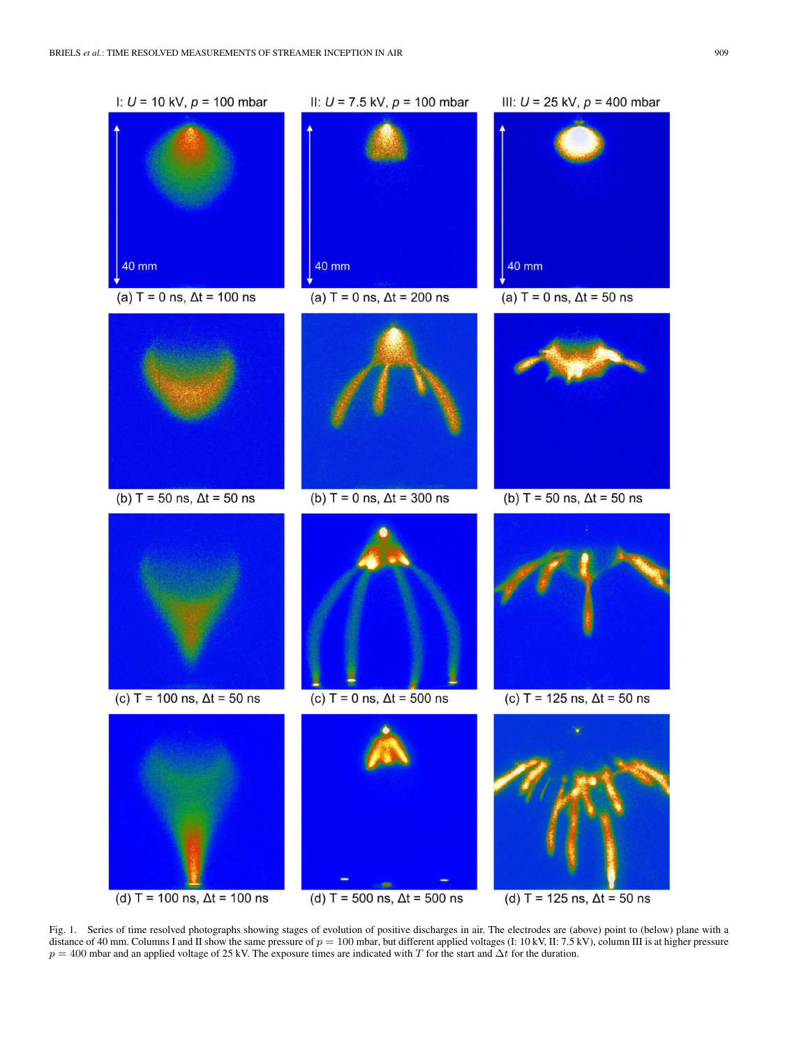I: $U$ = 10 kV, $p$ = 100 mbar

II: $U$ = 7.5 kV, $p$ = 100 mbar

III: $U$ = 25 kV, $p$ = 400 mbar

40 mm

(a) T = 0 ns, Δt = 100 ns

(a) T = 0 ns, Δt = 200 ns

(a) T = 0 ns, Δt = 50 ns

(b) T = 50 ns, Δt = 50 ns

(b) T = 0 ns, Δt = 300 ns

(b) T = 50 ns, Δt = 50 ns

(c) T = 100 ns, Δt = 50 ns

(c) T = 0 ns, Δt = 500 ns

(c) T = 125 ns, Δt = 50 ns

(d) T = 100 ns, Δt = 100 ns

(d) T = 500 ns, Δt = 500 ns

(d) T = 125 ns, Δt = 50 ns

Fig. 1. Series of time resolved photographs showing stages of evolution of positive discharges in air. The electrodes are (above) point to (below) plane with a distance of 40 mm. Columns I and II show the same pressure of $p = 100$ mbar, but different applied voltages (I: 10 kV, II: 7.5 kV), column III is at higher pressure $p = 400$ mbar and an applied voltage of 25 kV. The exposure times are indicated with $T$ for the start and $\Delta t$ for the duration.